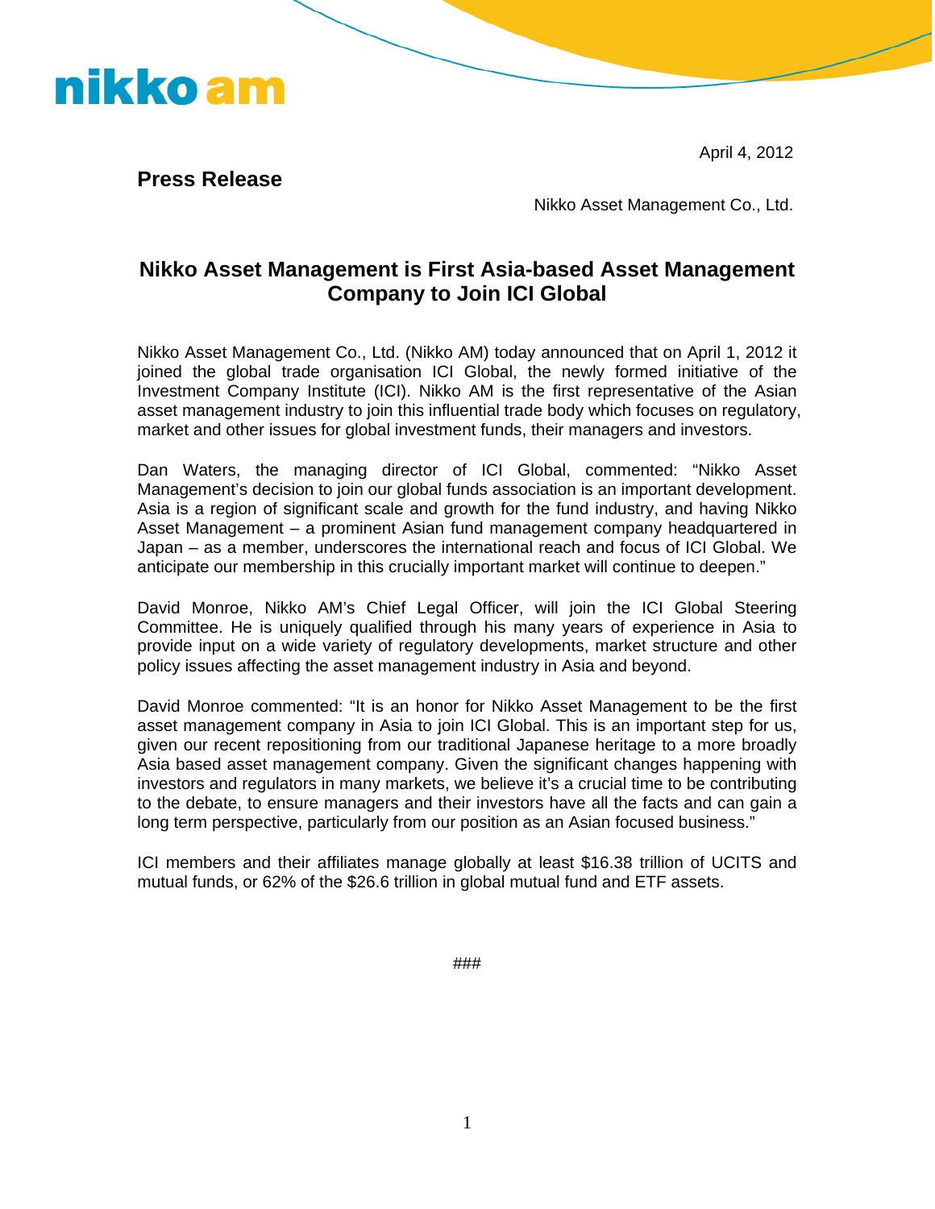April 4, 2012

**Press Release**

Nikko Asset Management Co., Ltd.

# Nikko Asset Management is First Asia-based Asset Management Company to Join ICI Global

Nikko Asset Management Co., Ltd. (Nikko AM) today announced that on April 1, 2012 it joined the global trade organisation ICI Global, the newly formed initiative of the Investment Company Institute (ICI). Nikko AM is the first representative of the Asian asset management industry to join this influential trade body which focuses on regulatory, market and other issues for global investment funds, their managers and investors.

Dan Waters, the managing director of ICI Global, commented: "Nikko Asset Management's decision to join our global funds association is an important development. Asia is a region of significant scale and growth for the fund industry, and having Nikko Asset Management – a prominent Asian fund management company headquartered in Japan – as a member, underscores the international reach and focus of ICI Global. We anticipate our membership in this crucially important market will continue to deepen."

David Monroe, Nikko AM's Chief Legal Officer, will join the ICI Global Steering Committee. He is uniquely qualified through his many years of experience in Asia to provide input on a wide variety of regulatory developments, market structure and other policy issues affecting the asset management industry in Asia and beyond.

David Monroe commented: "It is an honor for Nikko Asset Management to be the first asset management company in Asia to join ICI Global. This is an important step for us, given our recent repositioning from our traditional Japanese heritage to a more broadly Asia based asset management company. Given the significant changes happening with investors and regulators in many markets, we believe it's a crucial time to be contributing to the debate, to ensure managers and their investors have all the facts and can gain a long term perspective, particularly from our position as an Asian focused business."

ICI members and their affiliates manage globally at least $16.38 trillion of UCITS and mutual funds, or 62% of the $26.6 trillion in global mutual fund and ETF assets.

###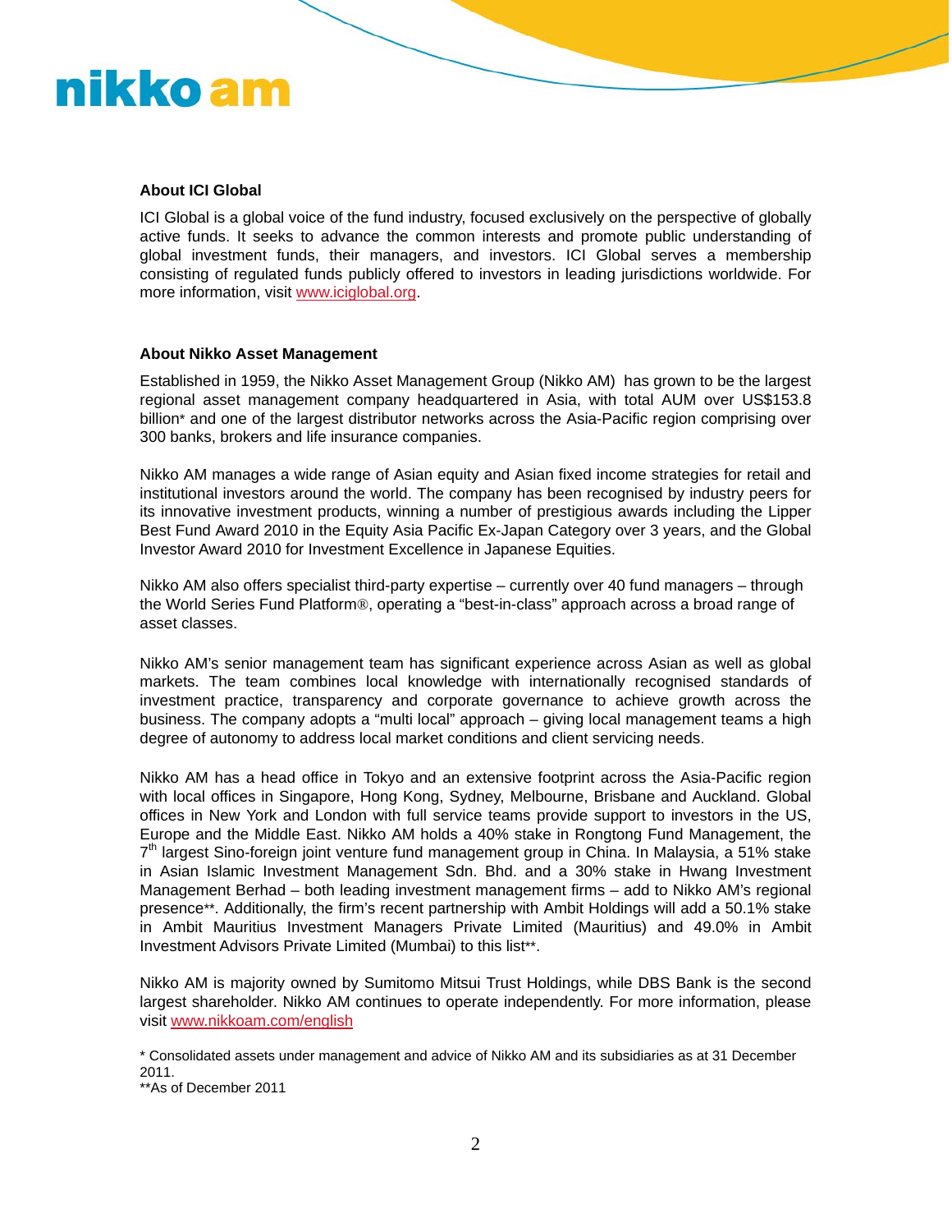**About ICI Global**

ICI Global is a global voice of the fund industry, focused exclusively on the perspective of globally active funds. It seeks to advance the common interests and promote public understanding of global investment funds, their managers, and investors. ICI Global serves a membership consisting of regulated funds publicly offered to investors in leading jurisdictions worldwide. For more information, visit www.iciglobal.org.

**About Nikko Asset Management**

Established in 1959, the Nikko Asset Management Group (Nikko AM) has grown to be the largest regional asset management company headquartered in Asia, with total AUM over US$153.8 billion* and one of the largest distributor networks across the Asia-Pacific region comprising over 300 banks, brokers and life insurance companies.

Nikko AM manages a wide range of Asian equity and Asian fixed income strategies for retail and institutional investors around the world. The company has been recognised by industry peers for its innovative investment products, winning a number of prestigious awards including the Lipper Best Fund Award 2010 in the Equity Asia Pacific Ex-Japan Category over 3 years, and the Global Investor Award 2010 for Investment Excellence in Japanese Equities.

Nikko AM also offers specialist third-party expertise – currently over 40 fund managers – through the World Series Fund Platform®, operating a "best-in-class" approach across a broad range of asset classes.

Nikko AM's senior management team has significant experience across Asian as well as global markets. The team combines local knowledge with internationally recognised standards of investment practice, transparency and corporate governance to achieve growth across the business. The company adopts a "multi local" approach – giving local management teams a high degree of autonomy to address local market conditions and client servicing needs.

Nikko AM has a head office in Tokyo and an extensive footprint across the Asia-Pacific region with local offices in Singapore, Hong Kong, Sydney, Melbourne, Brisbane and Auckland. Global offices in New York and London with full service teams provide support to investors in the US, Europe and the Middle East. Nikko AM holds a 40% stake in Rongtong Fund Management, the 7th largest Sino-foreign joint venture fund management group in China. In Malaysia, a 51% stake in Asian Islamic Investment Management Sdn. Bhd. and a 30% stake in Hwang Investment Management Berhad – both leading investment management firms – add to Nikko AM's regional presence**. Additionally, the firm's recent partnership with Ambit Holdings will add a 50.1% stake in Ambit Mauritius Investment Managers Private Limited (Mauritius) and 49.0% in Ambit Investment Advisors Private Limited (Mumbai) to this list**.

Nikko AM is majority owned by Sumitomo Mitsui Trust Holdings, while DBS Bank is the second largest shareholder. Nikko AM continues to operate independently. For more information, please visit www.nikkoam.com/english

* Consolidated assets under management and advice of Nikko AM and its subsidiaries as at 31 December 2011.
**As of December 2011